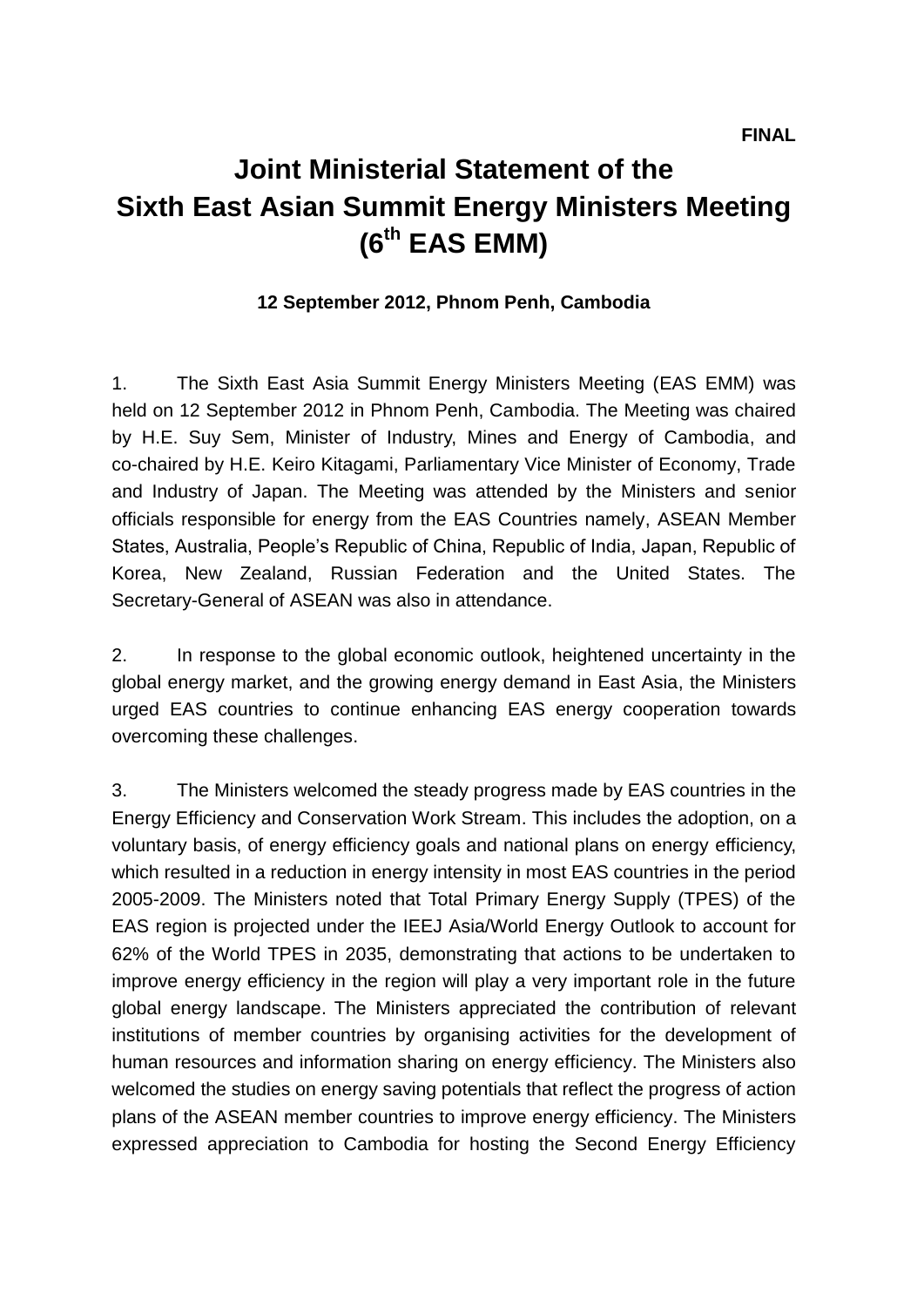**FINAL**

# Joint Ministerial Statement of the Sixth East Asian Summit Energy Ministers Meeting (6th EAS EMM)

**12 September 2012, Phnom Penh, Cambodia**

1. The Sixth East Asia Summit Energy Ministers Meeting (EAS EMM) was held on 12 September 2012 in Phnom Penh, Cambodia. The Meeting was chaired by H.E. Suy Sem, Minister of Industry, Mines and Energy of Cambodia, and co-chaired by H.E. Keiro Kitagami, Parliamentary Vice Minister of Economy, Trade and Industry of Japan. The Meeting was attended by the Ministers and senior officials responsible for energy from the EAS Countries namely, ASEAN Member States, Australia, People's Republic of China, Republic of India, Japan, Republic of Korea, New Zealand, Russian Federation and the United States. The Secretary-General of ASEAN was also in attendance.

2. In response to the global economic outlook, heightened uncertainty in the global energy market, and the growing energy demand in East Asia, the Ministers urged EAS countries to continue enhancing EAS energy cooperation towards overcoming these challenges.

3. The Ministers welcomed the steady progress made by EAS countries in the Energy Efficiency and Conservation Work Stream. This includes the adoption, on a voluntary basis, of energy efficiency goals and national plans on energy efficiency, which resulted in a reduction in energy intensity in most EAS countries in the period 2005-2009. The Ministers noted that Total Primary Energy Supply (TPES) of the EAS region is projected under the IEEJ Asia/World Energy Outlook to account for 62% of the World TPES in 2035, demonstrating that actions to be undertaken to improve energy efficiency in the region will play a very important role in the future global energy landscape. The Ministers appreciated the contribution of relevant institutions of member countries by organising activities for the development of human resources and information sharing on energy efficiency. The Ministers also welcomed the studies on energy saving potentials that reflect the progress of action plans of the ASEAN member countries to improve energy efficiency. The Ministers expressed appreciation to Cambodia for hosting the Second Energy Efficiency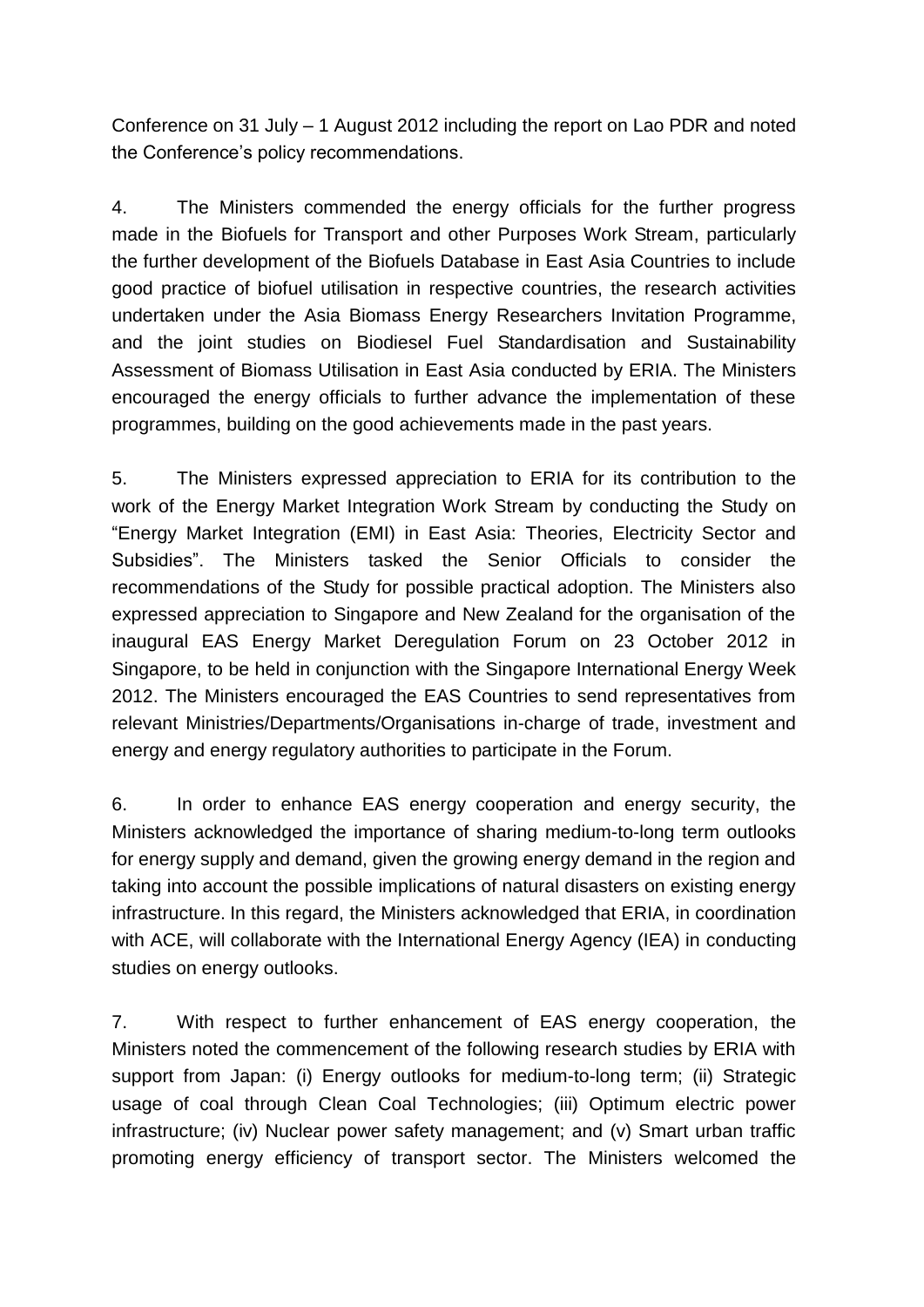Conference on 31 July – 1 August 2012 including the report on Lao PDR and noted the Conference's policy recommendations.

4. The Ministers commended the energy officials for the further progress made in the Biofuels for Transport and other Purposes Work Stream, particularly the further development of the Biofuels Database in East Asia Countries to include good practice of biofuel utilisation in respective countries, the research activities undertaken under the Asia Biomass Energy Researchers Invitation Programme, and the joint studies on Biodiesel Fuel Standardisation and Sustainability Assessment of Biomass Utilisation in East Asia conducted by ERIA. The Ministers encouraged the energy officials to further advance the implementation of these programmes, building on the good achievements made in the past years.

5. The Ministers expressed appreciation to ERIA for its contribution to the work of the Energy Market Integration Work Stream by conducting the Study on "Energy Market Integration (EMI) in East Asia: Theories, Electricity Sector and Subsidies". The Ministers tasked the Senior Officials to consider the recommendations of the Study for possible practical adoption. The Ministers also expressed appreciation to Singapore and New Zealand for the organisation of the inaugural EAS Energy Market Deregulation Forum on 23 October 2012 in Singapore, to be held in conjunction with the Singapore International Energy Week 2012. The Ministers encouraged the EAS Countries to send representatives from relevant Ministries/Departments/Organisations in-charge of trade, investment and energy and energy regulatory authorities to participate in the Forum.

6. In order to enhance EAS energy cooperation and energy security, the Ministers acknowledged the importance of sharing medium-to-long term outlooks for energy supply and demand, given the growing energy demand in the region and taking into account the possible implications of natural disasters on existing energy infrastructure. In this regard, the Ministers acknowledged that ERIA, in coordination with ACE, will collaborate with the International Energy Agency (IEA) in conducting studies on energy outlooks.

7. With respect to further enhancement of EAS energy cooperation, the Ministers noted the commencement of the following research studies by ERIA with support from Japan: (i) Energy outlooks for medium-to-long term; (ii) Strategic usage of coal through Clean Coal Technologies; (iii) Optimum electric power infrastructure; (iv) Nuclear power safety management; and (v) Smart urban traffic promoting energy efficiency of transport sector. The Ministers welcomed the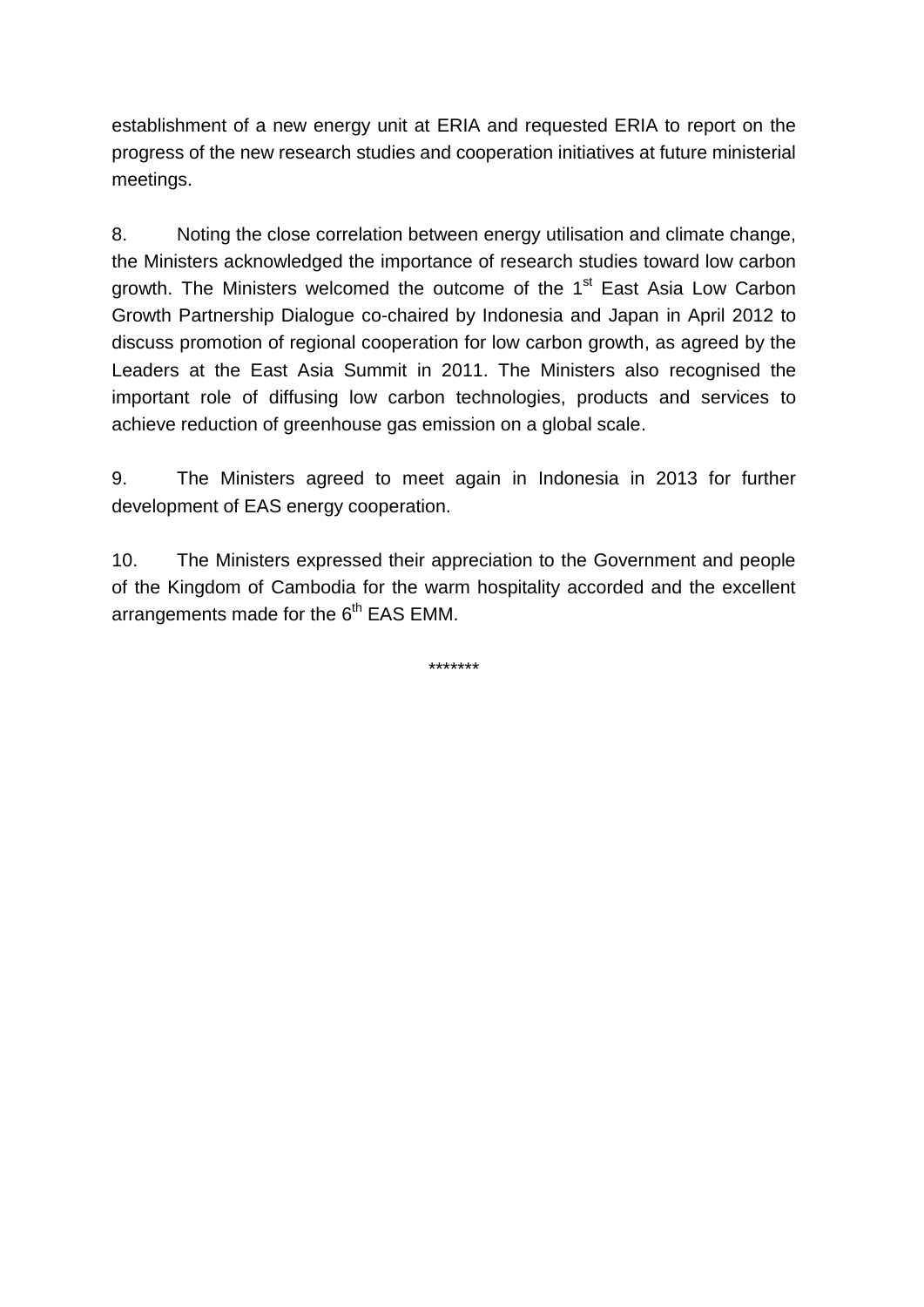establishment of a new energy unit at ERIA and requested ERIA to report on the progress of the new research studies and cooperation initiatives at future ministerial meetings.

8. Noting the close correlation between energy utilisation and climate change, the Ministers acknowledged the importance of research studies toward low carbon growth. The Ministers welcomed the outcome of the 1st East Asia Low Carbon Growth Partnership Dialogue co-chaired by Indonesia and Japan in April 2012 to discuss promotion of regional cooperation for low carbon growth, as agreed by the Leaders at the East Asia Summit in 2011. The Ministers also recognised the important role of diffusing low carbon technologies, products and services to achieve reduction of greenhouse gas emission on a global scale.

9. The Ministers agreed to meet again in Indonesia in 2013 for further development of EAS energy cooperation.

10. The Ministers expressed their appreciation to the Government and people of the Kingdom of Cambodia for the warm hospitality accorded and the excellent arrangements made for the 6th EAS EMM.

*******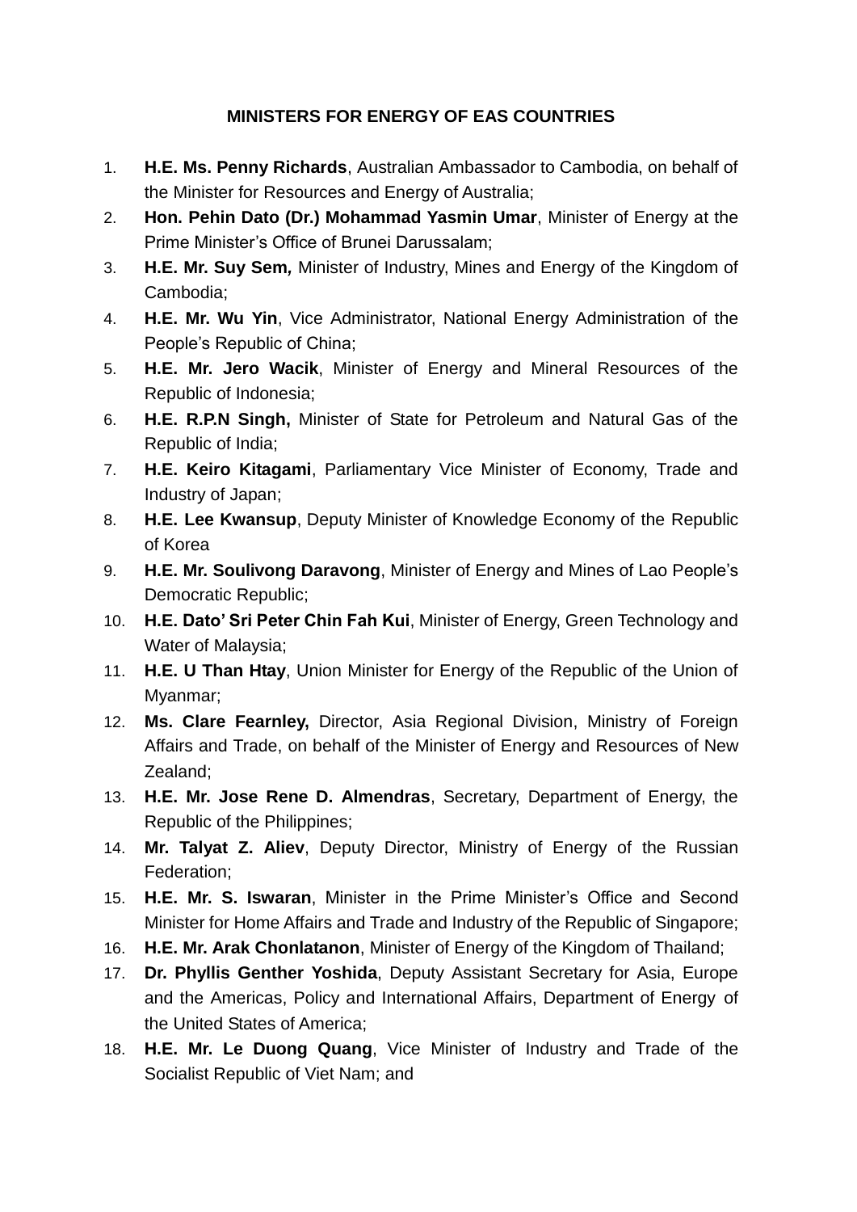## MINISTERS FOR ENERGY OF EAS COUNTRIES

1. **H.E. Ms. Penny Richards**, Australian Ambassador to Cambodia, on behalf of the Minister for Resources and Energy of Australia;
2. **Hon. Pehin Dato (Dr.) Mohammad Yasmin Umar**, Minister of Energy at the Prime Minister's Office of Brunei Darussalam;
3. **H.E. Mr. Suy Sem,** Minister of Industry, Mines and Energy of the Kingdom of Cambodia;
4. **H.E. Mr. Wu Yin**, Vice Administrator, National Energy Administration of the People's Republic of China;
5. **H.E. Mr. Jero Wacik**, Minister of Energy and Mineral Resources of the Republic of Indonesia;
6. **H.E. R.P.N Singh,** Minister of State for Petroleum and Natural Gas of the Republic of India;
7. **H.E. Keiro Kitagami**, Parliamentary Vice Minister of Economy, Trade and Industry of Japan;
8. **H.E. Lee Kwansup**, Deputy Minister of Knowledge Economy of the Republic of Korea
9. **H.E. Mr. Soulivong Daravong**, Minister of Energy and Mines of Lao People's Democratic Republic;
10. **H.E. Dato' Sri Peter Chin Fah Kui**, Minister of Energy, Green Technology and Water of Malaysia;
11. **H.E. U Than Htay**, Union Minister for Energy of the Republic of the Union of Myanmar;
12. **Ms. Clare Fearnley,** Director, Asia Regional Division, Ministry of Foreign Affairs and Trade, on behalf of the Minister of Energy and Resources of New Zealand;
13. **H.E. Mr. Jose Rene D. Almendras**, Secretary, Department of Energy, the Republic of the Philippines;
14. **Mr. Talyat Z. Aliev**, Deputy Director, Ministry of Energy of the Russian Federation;
15. **H.E. Mr. S. Iswaran**, Minister in the Prime Minister's Office and Second Minister for Home Affairs and Trade and Industry of the Republic of Singapore;
16. **H.E. Mr. Arak Chonlatanon**, Minister of Energy of the Kingdom of Thailand;
17. **Dr. Phyllis Genther Yoshida**, Deputy Assistant Secretary for Asia, Europe and the Americas, Policy and International Affairs, Department of Energy of the United States of America;
18. **H.E. Mr. Le Duong Quang**, Vice Minister of Industry and Trade of the Socialist Republic of Viet Nam; and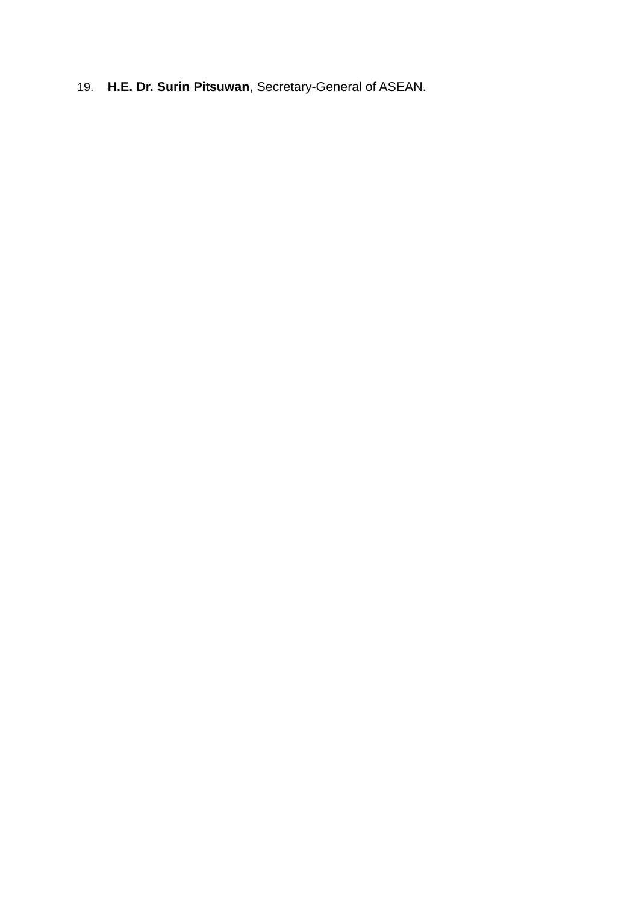19. **H.E. Dr. Surin Pitsuwan**, Secretary-General of ASEAN.